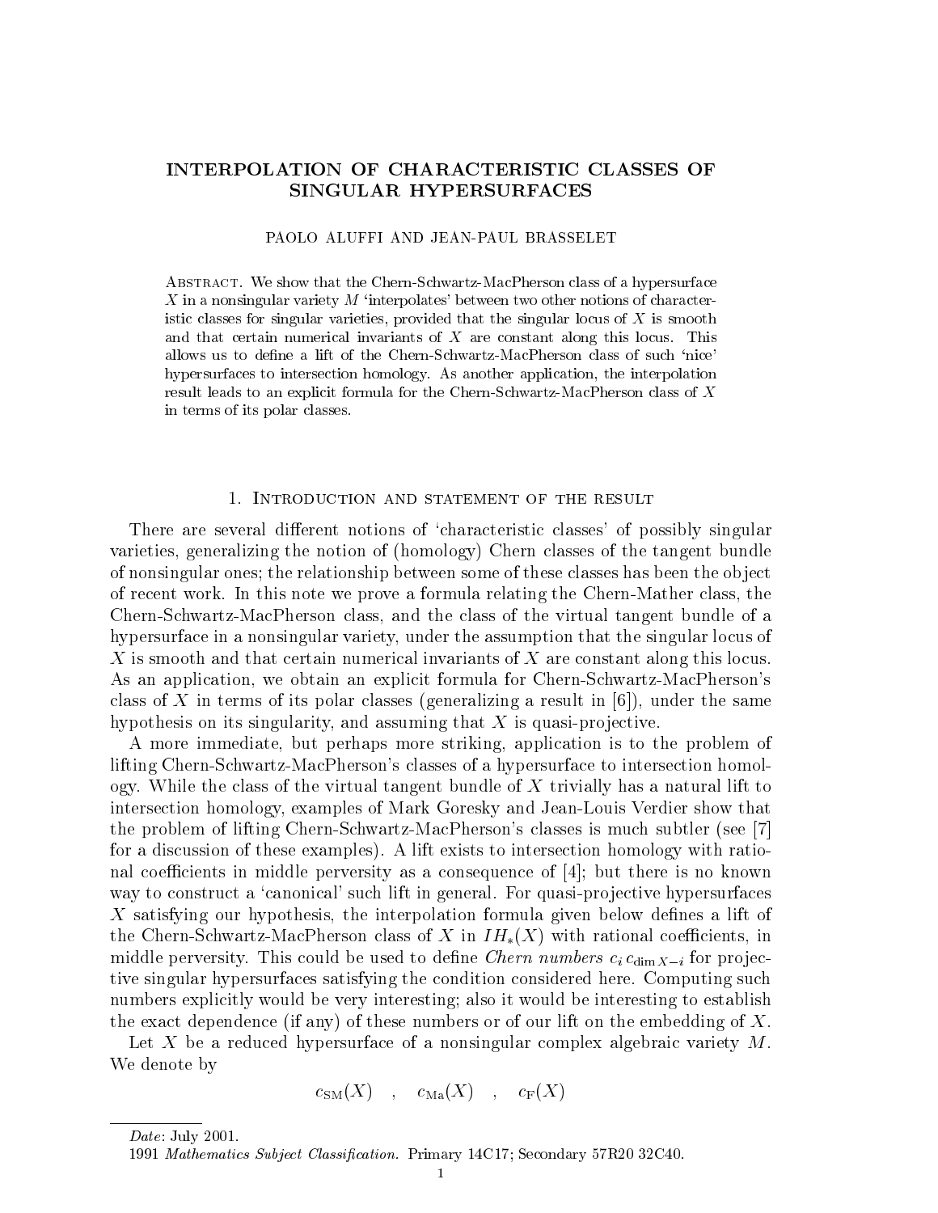# INTERPOLATION OF CHARACTERISTIC CLASSES OF SINGULAR HYPERSURFACES

PAOLO ALUFFI AND JEAN-PAUL BRASSELET

Abstract. We show that the Chern-Schwartz-MacPherson class of a hypersurface $X$ in a nonsingular variety $M$ 'interpolates' between two other notions of characteristic classes for singular varieties, provided that the singular locus of $X$ is smooth and that certain numerical invariants of $X$ are constant along this locus. This allows us to define a lift of the Chern-Schwartz-MacPherson class of such 'nice' hypersurfaces to intersection homology. As another application, the interpolation result leads to an explicit formula for the Chern-Schwartz-MacPherson class of $X$ in terms of its polar classes.

## 1. Introduction and statement of the result

There are several different notions of 'characteristic classes' of possibly singular varieties, generalizing the notion of (homology) Chern classes of the tangent bundle of nonsingular ones; the relationship between some of these classes has been the object of recent work. In this note we prove a formula relating the Chern-Mather class, the Chern-Schwartz-MacPherson class, and the class of the virtual tangent bundle of a hypersurface in a nonsingular variety, under the assumption that the singular locus of $X$ is smooth and that certain numerical invariants of $X$ are constant along this locus. As an application, we obtain an explicit formula for Chern-Schwartz-MacPherson's class of $X$ in terms of its polar classes (generalizing a result in [6]), under the same hypothesis on its singularity, and assuming that $X$ is quasi-projective.

A more immediate, but perhaps more striking, application is to the problem of lifting Chern-Schwartz-MacPherson's classes of a hypersurface to intersection homology. While the class of the virtual tangent bundle of $X$ trivially has a natural lift to intersection homology, examples of Mark Goresky and Jean-Louis Verdier show that the problem of lifting Chern-Schwartz-MacPherson's classes is much subtler (see [7] for a discussion of these examples). A lift exists to intersection homology with rational coefficients in middle perversity as a consequence of [4]; but there is no known way to construct a 'canonical' such lift in general. For quasi-projective hypersurfaces $X$ satisfying our hypothesis, the interpolation formula given below defines a lift of the Chern-Schwartz-MacPherson class of $X$ in $IH_*(X)$ with rational coefficients, in middle perversity. This could be used to define *Chern numbers* $c_i\, c_{\dim X - i}$ for projective singular hypersurfaces satisfying the condition considered here. Computing such numbers explicitly would be very interesting; also it would be interesting to establish the exact dependence (if any) of these numbers or of our lift on the embedding of $X$.

Let $X$ be a reduced hypersurface of a nonsingular complex algebraic variety $M$. We denote by

$$c_{\rm SM}(X) \quad , \quad c_{\rm Ma}(X) \quad , \quad c_{\rm F}(X)$$

*Date*: July 2001.

1991 *Mathematics Subject Classification.* Primary 14C17; Secondary 57R20 32C40.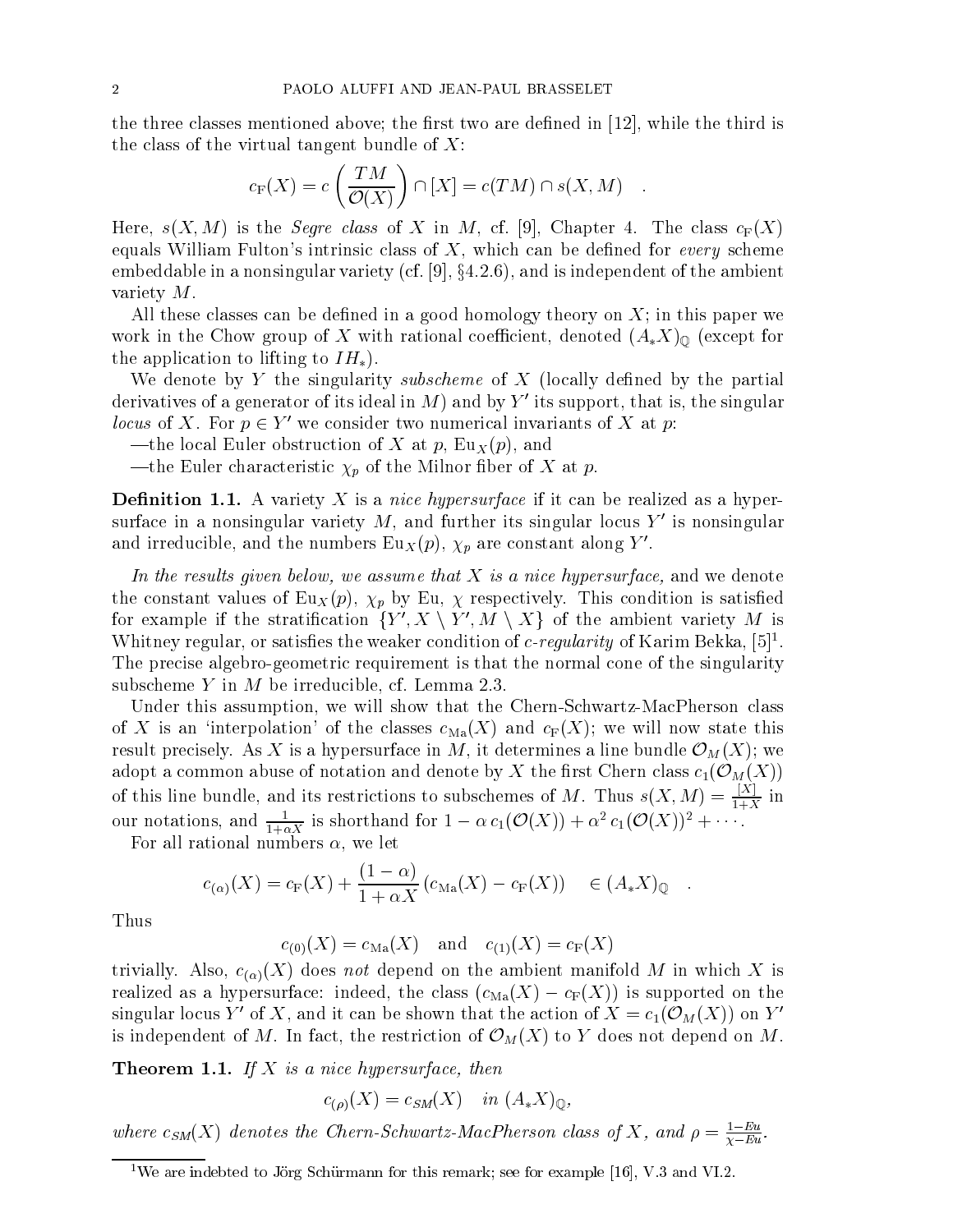the three classes mentioned above; the first two are defined in [12], while the third is the class of the virtual tangent bundle of $X$:

$$c_{\rm F}(X) = c\left(\frac{TM}{\mathcal{O}(X)}\right) \cap [X] = c(TM) \cap s(X, M) \quad .$$

Here, $s(X, M)$ is the *Segre class* of $X$ in $M$, cf. [9], Chapter 4. The class $c_{\rm F}(X)$ equals William Fulton's intrinsic class of $X$, which can be defined for *every* scheme embeddable in a nonsingular variety (cf. [9], §4.2.6), and is independent of the ambient variety $M$.

All these classes can be defined in a good homology theory on $X$; in this paper we work in the Chow group of $X$ with rational coefficient, denoted $(A_*X)_{\mathbb{Q}}$ (except for the application to lifting to $IH_*$).

We denote by $Y$ the singularity *subscheme* of $X$ (locally defined by the partial derivatives of a generator of its ideal in $M$) and by $Y'$ its support, that is, the singular *locus* of $X$. For $p \in Y'$ we consider two numerical invariants of $X$ at $p$:

—the local Euler obstruction of $X$ at $p$, ${\rm Eu}_X(p)$, and

—the Euler characteristic $\chi_p$ of the Milnor fiber of $X$ at $p$.

**Definition 1.1.** A variety $X$ is a *nice hypersurface* if it can be realized as a hypersurface in a nonsingular variety $M$, and further its singular locus $Y'$ is nonsingular and irreducible, and the numbers ${\rm Eu}_X(p)$, $\chi_p$ are constant along $Y'$.

*In the results given below, we assume that $X$ is a nice hypersurface,* and we denote the constant values of ${\rm Eu}_X(p)$, $\chi_p$ by Eu, $\chi$ respectively. This condition is satisfied for example if the stratification $\{Y', X \setminus Y', M \setminus X\}$ of the ambient variety $M$ is Whitney regular, or satisfies the weaker condition of *c-regularity* of Karim Bekka, [5][1]. The precise algebro-geometric requirement is that the normal cone of the singularity subscheme $Y$ in $M$ be irreducible, cf. Lemma 2.3.

Under this assumption, we will show that the Chern-Schwartz-MacPherson class of $X$ is an 'interpolation' of the classes $c_{\rm Ma}(X)$ and $c_{\rm F}(X)$; we will now state this result precisely. As $X$ is a hypersurface in $M$, it determines a line bundle $\mathcal{O}_M(X)$; we adopt a common abuse of notation and denote by $X$ the first Chern class $c_1(\mathcal{O}_M(X))$ of this line bundle, and its restrictions to subschemes of $M$. Thus $s(X, M) = \frac{[X]}{1+X}$ in our notations, and $\frac{1}{1+\alpha X}$ is shorthand for $1 - \alpha\, c_1(\mathcal{O}(X)) + \alpha^2\, c_1(\mathcal{O}(X))^2 + \cdots$.

For all rational numbers $\alpha$, we let

$$c_{(\alpha)}(X) = c_{\rm F}(X) + \frac{(1-\alpha)}{1+\alpha X}\left(c_{\rm Ma}(X) - c_{\rm F}(X)\right) \quad \in (A_*X)_{\mathbb{Q}} \quad .$$

Thus

$$c_{(0)}(X) = c_{\rm Ma}(X) \quad \text{and} \quad c_{(1)}(X) = c_{\rm F}(X)$$

trivially. Also, $c_{(\alpha)}(X)$ does *not* depend on the ambient manifold $M$ in which $X$ is realized as a hypersurface: indeed, the class $(c_{\rm Ma}(X) - c_{\rm F}(X))$ is supported on the singular locus $Y'$ of $X$, and it can be shown that the action of $X = c_1(\mathcal{O}_M(X))$ on $Y'$ is independent of $M$. In fact, the restriction of $\mathcal{O}_M(X)$ to $Y$ does not depend on $M$.

**Theorem 1.1.** *If $X$ is a nice hypersurface, then*

$$c_{(\rho)}(X) = c_{SM}(X) \quad \textit{in } (A_*X)_{\mathbb{Q}},$$

*where $c_{SM}(X)$ denotes the Chern-Schwartz-MacPherson class of $X$, and $\rho = \frac{1-Eu}{\chi - Eu}$.*

---

[1] We are indebted to Jörg Schürmann for this remark; see for example [16], V.3 and VI.2.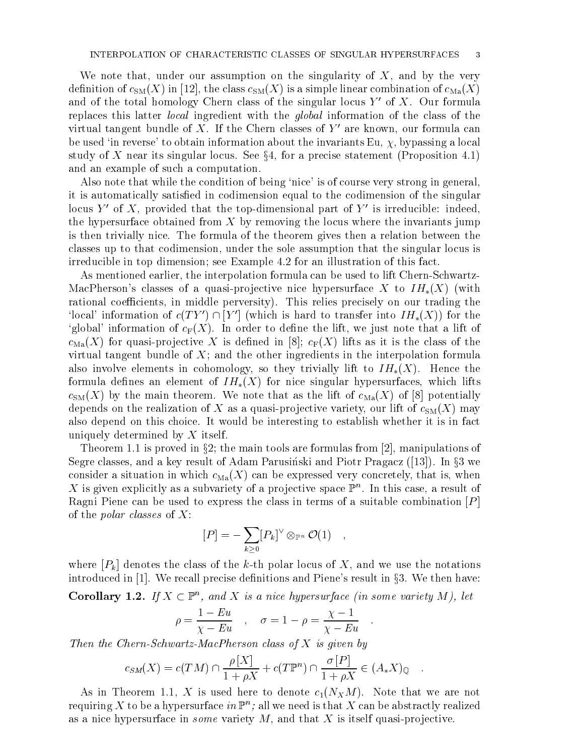We note that, under our assumption on the singularity of $X$, and by the very definition of $c_{\rm SM}(X)$ in [12], the class $c_{\rm SM}(X)$ is a simple linear combination of $c_{\rm Ma}(X)$ and of the total homology Chern class of the singular locus $Y'$ of $X$. Our formula replaces this latter *local* ingredient with the *global* information of the class of the virtual tangent bundle of $X$. If the Chern classes of $Y'$ are known, our formula can be used 'in reverse' to obtain information about the invariants Eu, $\chi$, bypassing a local study of $X$ near its singular locus. See §4, for a precise statement (Proposition 4.1) and an example of such a computation.

Also note that while the condition of being 'nice' is of course very strong in general, it is automatically satisfied in codimension equal to the codimension of the singular locus $Y'$ of $X$, provided that the top-dimensional part of $Y'$ is irreducible: indeed, the hypersurface obtained from $X$ by removing the locus where the invariants jump is then trivially nice. The formula of the theorem gives then a relation between the classes up to that codimension, under the sole assumption that the singular locus is irreducible in top dimension; see Example 4.2 for an illustration of this fact.

As mentioned earlier, the interpolation formula can be used to lift Chern-Schwartz-MacPherson's classes of a quasi-projective nice hypersurface $X$ to $IH_*(X)$ (with rational coefficients, in middle perversity). This relies precisely on our trading the 'local' information of $c(TY') \cap [Y']$ (which is hard to transfer into $IH_*(X)$) for the 'global' information of $c_{\rm F}(X)$. In order to define the lift, we just note that a lift of $c_{\rm Ma}(X)$ for quasi-projective $X$ is defined in [8]; $c_{\rm F}(X)$ lifts as it is the class of the virtual tangent bundle of $X$; and the other ingredients in the interpolation formula also involve elements in cohomology, so they trivially lift to $IH_*(X)$. Hence the formula defines an element of $IH_*(X)$ for nice singular hypersurfaces, which lifts $c_{\rm SM}(X)$ by the main theorem. We note that as the lift of $c_{\rm Ma}(X)$ of [8] potentially depends on the realization of $X$ as a quasi-projective variety, our lift of $c_{\rm SM}(X)$ may also depend on this choice. It would be interesting to establish whether it is in fact uniquely determined by $X$ itself.

Theorem 1.1 is proved in §2; the main tools are formulas from [2], manipulations of Segre classes, and a key result of Adam Parusiński and Piotr Pragacz ([13]). In §3 we consider a situation in which $c_{\rm Ma}(X)$ can be expressed very concretely, that is, when $X$ is given explicitly as a subvariety of a projective space $\mathbb{P}^n$. In this case, a result of Ragni Piene can be used to express the class in terms of a suitable combination $[P]$ of the *polar classes* of $X$:

$$[P] = -\sum_{k\geq 0} [P_k]^\vee \otimes_{\mathbb{P}^n} \mathcal{O}(1) \quad ,$$

where $[P_k]$ denotes the class of the $k$-th polar locus of $X$, and we use the notations introduced in [1]. We recall precise definitions and Piene's result in §3. We then have:

**Corollary 1.2.** *If $X \subset \mathbb{P}^n$, and $X$ is a nice hypersurface (in some variety $M$), let*

$$\rho = \frac{1 - Eu}{\chi - Eu} \quad , \quad \sigma = 1 - \rho = \frac{\chi - 1}{\chi - Eu} \quad .$$

*Then the Chern-Schwartz-MacPherson class of $X$ is given by*

$$c_{SM}(X) = c(TM) \cap \frac{\rho\,[X]}{1 + \rho X} + c(T\mathbb{P}^n) \cap \frac{\sigma\,[P]}{1 + \rho X} \in (A_*X)_{\mathbb{Q}} \quad .$$

As in Theorem 1.1, $X$ is used here to denote $c_1(N_X M)$. Note that we are not requiring $X$ to be a hypersurface *in* $\mathbb{P}^n$*;* all we need is that $X$ can be abstractly realized as a nice hypersurface in *some* variety $M$, and that $X$ is itself quasi-projective.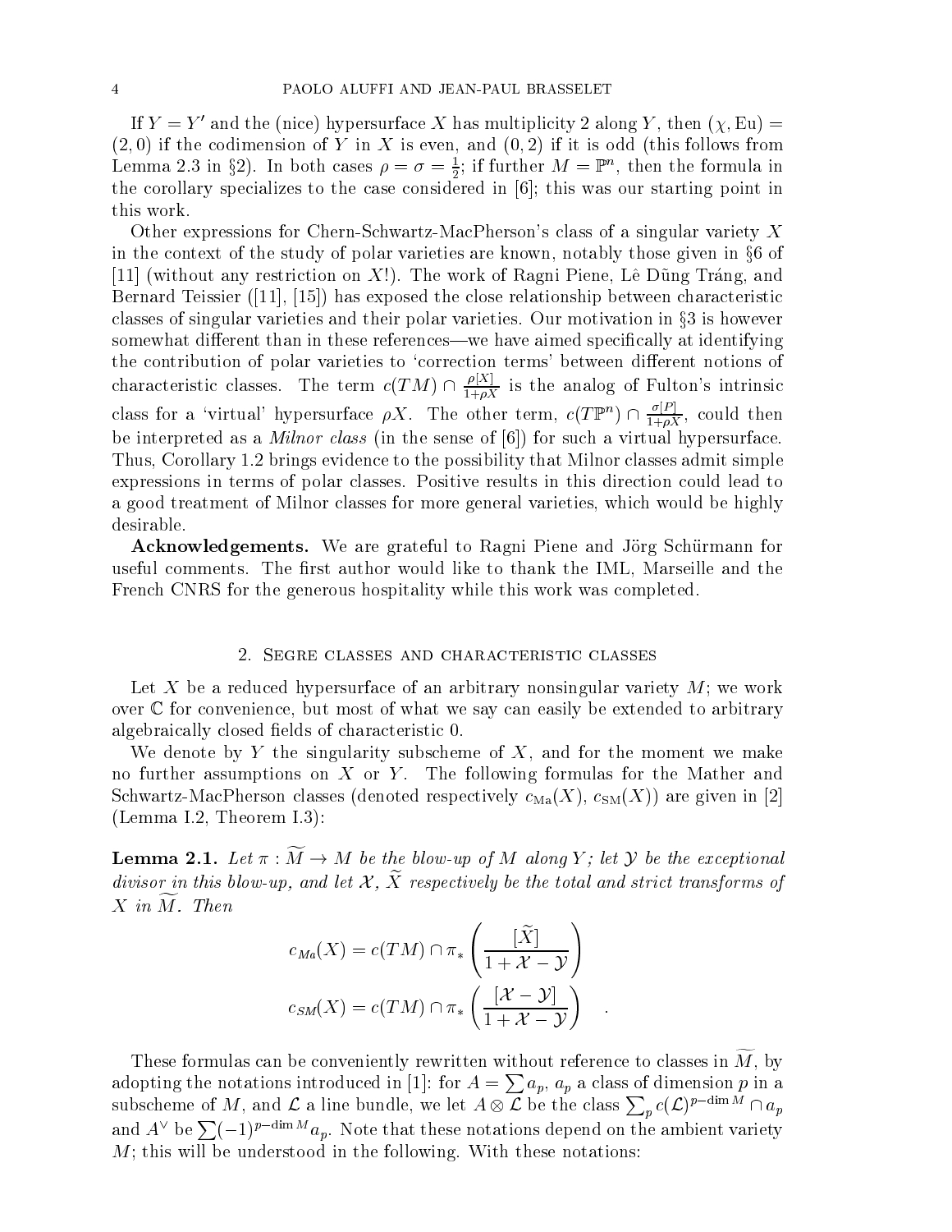If $Y = Y'$ and the (nice) hypersurface $X$ has multiplicity 2 along $Y$, then $(\chi, \mathrm{Eu}) = (2, 0)$ if the codimension of $Y$ in $X$ is even, and $(0, 2)$ if it is odd (this follows from Lemma 2.3 in §2). In both cases $\rho = \sigma = \frac{1}{2}$; if further $M = \mathbb{P}^n$, then the formula in the corollary specializes to the case considered in [6]; this was our starting point in this work.

Other expressions for Chern-Schwartz-MacPherson's class of a singular variety $X$ in the context of the study of polar varieties are known, notably those given in §6 of [11] (without any restriction on $X$!). The work of Ragni Piene, Lê Dũng Tráng, and Bernard Teissier ([11], [15]) has exposed the close relationship between characteristic classes of singular varieties and their polar varieties. Our motivation in §3 is however somewhat different than in these references—we have aimed specifically at identifying the contribution of polar varieties to 'correction terms' between different notions of characteristic classes. The term $c(TM) \cap \frac{\rho[X]}{1+\rho X}$ is the analog of Fulton's intrinsic class for a 'virtual' hypersurface $\rho X$. The other term, $c(T\mathbb{P}^n) \cap \frac{\sigma[P]}{1+\rho X}$, could then be interpreted as a *Milnor class* (in the sense of [6]) for such a virtual hypersurface. Thus, Corollary 1.2 brings evidence to the possibility that Milnor classes admit simple expressions in terms of polar classes. Positive results in this direction could lead to a good treatment of Milnor classes for more general varieties, which would be highly desirable.

**Acknowledgements.** We are grateful to Ragni Piene and Jörg Schürmann for useful comments. The first author would like to thank the IML, Marseille and the French CNRS for the generous hospitality while this work was completed.

## 2. Segre classes and characteristic classes

Let $X$ be a reduced hypersurface of an arbitrary nonsingular variety $M$; we work over $\mathbb{C}$ for convenience, but most of what we say can easily be extended to arbitrary algebraically closed fields of characteristic 0.

We denote by $Y$ the singularity subscheme of $X$, and for the moment we make no further assumptions on $X$ or $Y$. The following formulas for the Mather and Schwartz-MacPherson classes (denoted respectively $c_{\mathrm{Ma}}(X)$, $c_{\mathrm{SM}}(X)$) are given in [2] (Lemma I.2, Theorem I.3):

**Lemma 2.1.** *Let $\pi : \widetilde{M} \to M$ be the blow-up of $M$ along $Y$; let $\mathcal{Y}$ be the exceptional divisor in this blow-up, and let $\mathcal{X}$, $\widetilde{X}$ respectively be the total and strict transforms of $X$ in $\widetilde{M}$. Then*

$$c_{Ma}(X) = c(TM) \cap \pi_* \left( \frac{[\widetilde{X}]}{1 + \mathcal{X} - \mathcal{Y}} \right)$$

$$c_{SM}(X) = c(TM) \cap \pi_* \left( \frac{[\mathcal{X} - \mathcal{Y}]}{1 + \mathcal{X} - \mathcal{Y}} \right) \quad .$$

These formulas can be conveniently rewritten without reference to classes in $\widetilde{M}$, by adopting the notations introduced in [1]: for $A = \sum a_p$, $a_p$ a class of dimension $p$ in a subscheme of $M$, and $\mathcal{L}$ a line bundle, we let $A \otimes \mathcal{L}$ be the class $\sum_p c(\mathcal{L})^{p - \dim M} \cap a_p$ and $A^\vee$ be $\sum (-1)^{p - \dim M} a_p$. Note that these notations depend on the ambient variety $M$; this will be understood in the following. With these notations: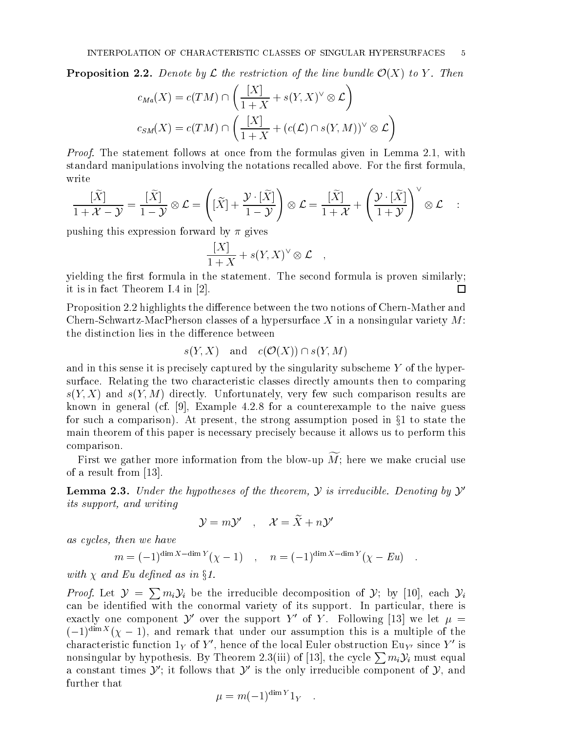**Proposition 2.2.** *Denote by $\mathcal{L}$ the restriction of the line bundle $\mathcal{O}(X)$ to $Y$. Then*

$$c_{Ma}(X) = c(TM) \cap \left( \frac{[X]}{1+X} + s(Y,X)^\vee \otimes \mathcal{L} \right)$$

$$c_{SM}(X) = c(TM) \cap \left( \frac{[X]}{1+X} + (c(\mathcal{L}) \cap s(Y,M))^\vee \otimes \mathcal{L} \right)$$

*Proof.* The statement follows at once from the formulas given in Lemma 2.1, with standard manipulations involving the notations recalled above. For the first formula, write

$$\frac{[\widetilde{X}]}{1+\mathcal{X}-\mathcal{Y}} = \frac{[\widetilde{X}]}{1-\mathcal{Y}} \otimes \mathcal{L} = \left( [\widetilde{X}] + \frac{\mathcal{Y}\cdot[\widetilde{X}]}{1-\mathcal{Y}} \right) \otimes \mathcal{L} = \frac{[\widetilde{X}]}{1+\mathcal{X}} + \left( \frac{\mathcal{Y}\cdot[\widetilde{X}]}{1+\mathcal{Y}} \right)^\vee \otimes \mathcal{L} \quad :$$

pushing this expression forward by $\pi$ gives

$$\frac{[X]}{1+X} + s(Y,X)^\vee \otimes \mathcal{L} \quad ,$$

yielding the first formula in the statement. The second formula is proven similarly; it is in fact Theorem I.4 in [2]. □

Proposition 2.2 highlights the difference between the two notions of Chern-Mather and Chern-Schwartz-MacPherson classes of a hypersurface $X$ in a nonsingular variety $M$: the distinction lies in the difference between

$$s(Y,X) \quad \text{and} \quad c(\mathcal{O}(X)) \cap s(Y,M)$$

and in this sense it is precisely captured by the singularity subscheme $Y$ of the hypersurface. Relating the two characteristic classes directly amounts then to comparing $s(Y,X)$ and $s(Y,M)$ directly. Unfortunately, very few such comparison results are known in general (cf. [9], Example 4.2.8 for a counterexample to the naive guess for such a comparison). At present, the strong assumption posed in §1 to state the main theorem of this paper is necessary precisely because it allows us to perform this comparison.

First we gather more information from the blow-up $\widetilde{M}$; here we make crucial use of a result from [13].

**Lemma 2.3.** *Under the hypotheses of the theorem, $\mathcal{Y}$ is irreducible. Denoting by $\mathcal{Y}'$ its support, and writing*

$$\mathcal{Y} = m\mathcal{Y}' \quad , \quad \mathcal{X} = \widetilde{X} + n\mathcal{Y}'$$

*as cycles, then we have*

$$m = (-1)^{\dim X - \dim Y}(\chi - 1) \quad , \quad n = (-1)^{\dim X - \dim Y}(\chi - Eu) \quad .$$

*with $\chi$ and $Eu$ defined as in §1.*

*Proof.* Let $\mathcal{Y} = \sum m_i \mathcal{Y}_i$ be the irreducible decomposition of $\mathcal{Y}$; by [10], each $\mathcal{Y}_i$ can be identified with the conormal variety of its support. In particular, there is exactly one component $\mathcal{Y}'$ over the support $Y'$ of $Y$. Following [13] we let $\mu = (-1)^{\dim X}(\chi - 1)$, and remark that under our assumption this is a multiple of the characteristic function $1_Y$ of $Y'$, hence of the local Euler obstruction $\mathrm{Eu}_{Y'}$ since $Y'$ is nonsingular by hypothesis. By Theorem 2.3(iii) of [13], the cycle $\sum m_i \mathcal{Y}_i$ must equal a constant times $\mathcal{Y}'$; it follows that $\mathcal{Y}'$ is the only irreducible component of $\mathcal{Y}$, and further that

$$\mu = m(-1)^{\dim Y} 1_Y \quad .$$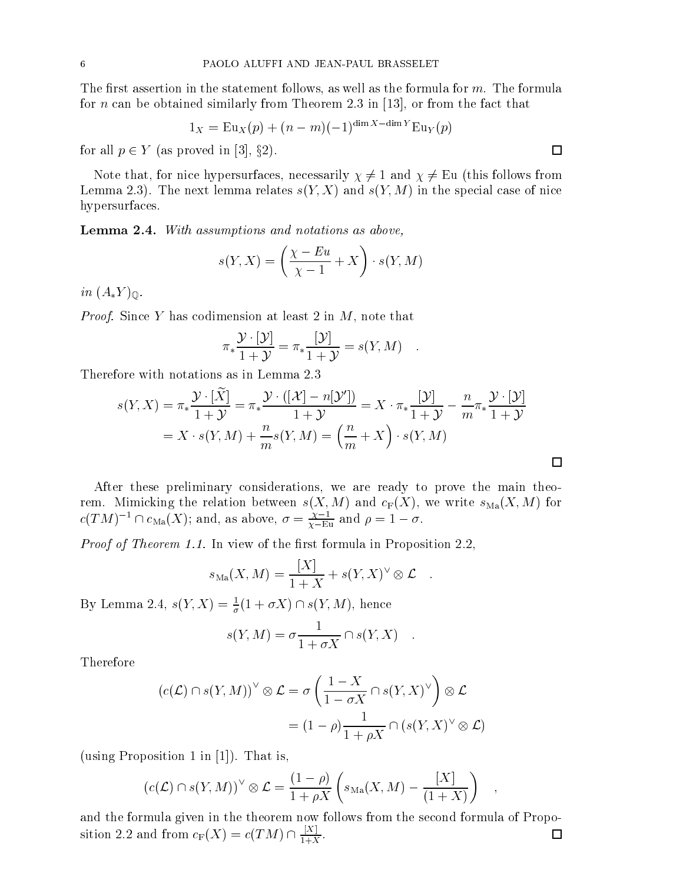The first assertion in the statement follows, as well as the formula for $m$. The formula for $n$ can be obtained similarly from Theorem 2.3 in [13], or from the fact that

$$1_X = \mathrm{Eu}_X(p) + (n-m)(-1)^{\dim X - \dim Y}\mathrm{Eu}_Y(p)$$

for all $p \in Y$ (as proved in [3], §2). □

Note that, for nice hypersurfaces, necessarily $\chi \neq 1$ and $\chi \neq \mathrm{Eu}$ (this follows from Lemma 2.3). The next lemma relates $s(Y,X)$ and $s(Y,M)$ in the special case of nice hypersurfaces.

**Lemma 2.4.** *With assumptions and notations as above,*

$$s(Y,X) = \left(\frac{\chi - Eu}{\chi - 1} + X\right) \cdot s(Y,M)$$

*in* $(A_*Y)_{\mathbb{Q}}$.

*Proof.* Since $Y$ has codimension at least 2 in $M$, note that

$$\pi_* \frac{\mathcal{Y}\cdot[\mathcal{Y}]}{1+\mathcal{Y}} = \pi_* \frac{[\mathcal{Y}]}{1+\mathcal{Y}} = s(Y,M) \quad .$$

Therefore with notations as in Lemma 2.3

$$\begin{aligned} s(Y,X) = \pi_* \frac{\mathcal{Y}\cdot[\widetilde{X}]}{1+\mathcal{Y}} &= \pi_* \frac{\mathcal{Y}\cdot([\mathcal{X}] - n[\mathcal{Y}'])}{1+\mathcal{Y}} = X \cdot \pi_* \frac{[\mathcal{Y}]}{1+\mathcal{Y}} - \frac{n}{m}\pi_* \frac{\mathcal{Y}\cdot[\mathcal{Y}]}{1+\mathcal{Y}} \\ &= X \cdot s(Y,M) + \frac{n}{m} s(Y,M) = \left(\frac{n}{m} + X\right) \cdot s(Y,M) \end{aligned}$$

□

After these preliminary considerations, we are ready to prove the main theorem. Mimicking the relation between $s(X,M)$ and $c_{\mathrm{F}}(X)$, we write $s_{\mathrm{Ma}}(X,M)$ for $c(TM)^{-1} \cap c_{\mathrm{Ma}}(X)$; and, as above, $\sigma = \frac{\chi - 1}{\chi - \mathrm{Eu}}$ and $\rho = 1 - \sigma$.

*Proof of Theorem 1.1.* In view of the first formula in Proposition 2.2,

$$s_{\mathrm{Ma}}(X,M) = \frac{[X]}{1+X} + s(Y,X)^\vee \otimes \mathcal{L} \quad .$$

By Lemma 2.4, $s(Y,X) = \frac{1}{\sigma}(1+\sigma X) \cap s(Y,M)$, hence

$$s(Y,M) = \sigma \frac{1}{1+\sigma X} \cap s(Y,X) \quad .$$

Therefore

$$\begin{aligned} (c(\mathcal{L}) \cap s(Y,M))^\vee \otimes \mathcal{L} &= \sigma \left(\frac{1-X}{1-\sigma X} \cap s(Y,X)^\vee\right) \otimes \mathcal{L} \\ &= (1-\rho)\frac{1}{1+\rho X} \cap (s(Y,X)^\vee \otimes \mathcal{L}) \end{aligned}$$

(using Proposition 1 in [1]). That is,

$$(c(\mathcal{L}) \cap s(Y,M))^\vee \otimes \mathcal{L} = \frac{(1-\rho)}{1+\rho X}\left(s_{\mathrm{Ma}}(X,M) - \frac{[X]}{(1+X)}\right) \quad ,$$

and the formula given in the theorem now follows from the second formula of Proposition 2.2 and from $c_{\mathrm{F}}(X) = c(TM) \cap \frac{[X]}{1+X}$. □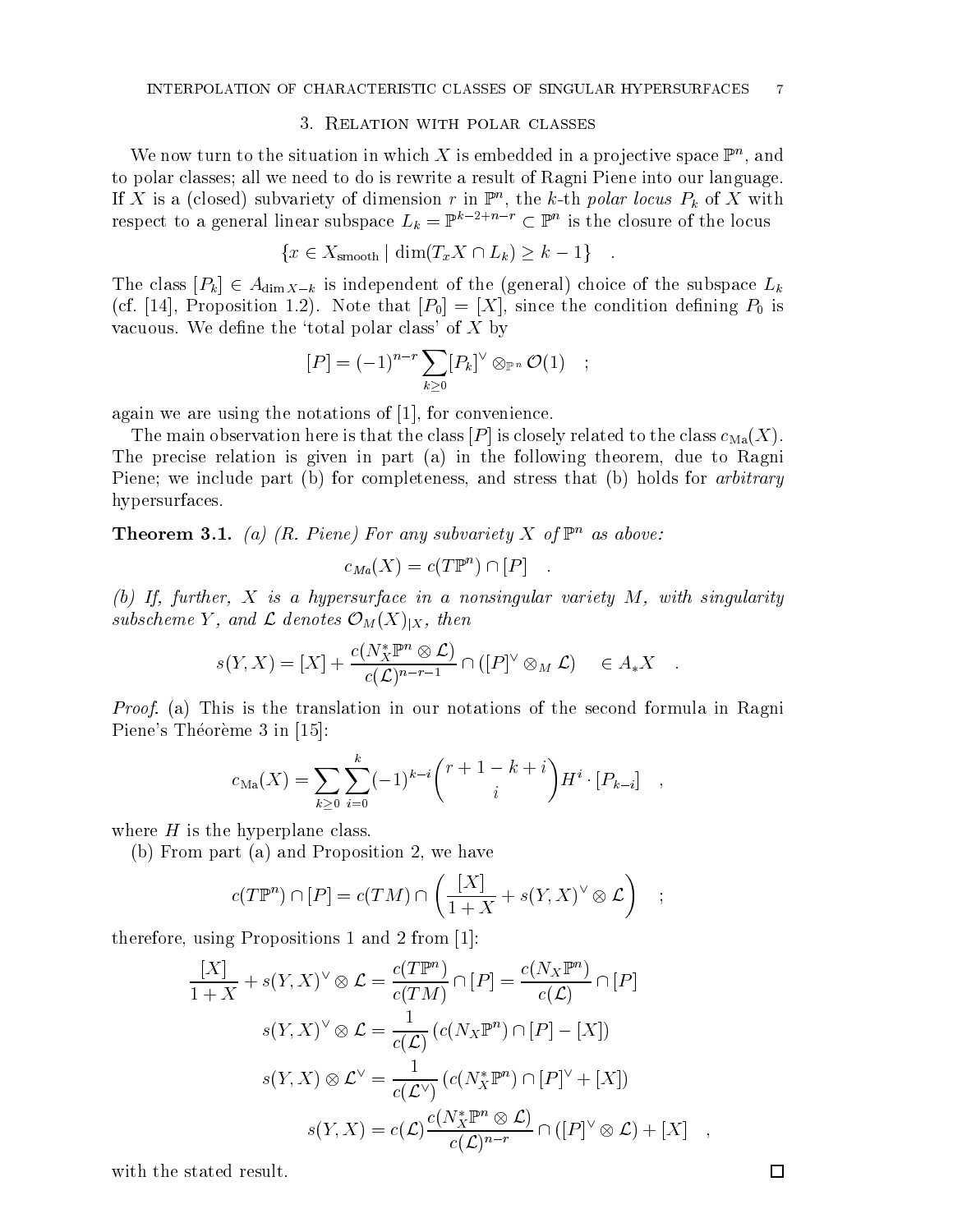## 3. Relation with polar classes

We now turn to the situation in which $X$ is embedded in a projective space $\mathbb{P}^n$, and to polar classes; all we need to do is rewrite a result of Ragni Piene into our language. If $X$ is a (closed) subvariety of dimension $r$ in $\mathbb{P}^n$, the $k$-th *polar locus* $P_k$ of $X$ with respect to a general linear subspace $L_k = \mathbb{P}^{k-2+n-r} \subset \mathbb{P}^n$ is the closure of the locus

$$\{x \in X_{\text{smooth}} \mid \dim(T_x X \cap L_k) \geq k-1\} \quad .$$

The class $[P_k] \in A_{\dim X - k}$ is independent of the (general) choice of the subspace $L_k$ (cf. [14], Proposition 1.2). Note that $[P_0] = [X]$, since the condition defining $P_0$ is vacuous. We define the 'total polar class' of $X$ by

$$[P] = (-1)^{n-r} \sum_{k \geq 0} [P_k]^\vee \otimes_{\mathbb{P}^n} \mathcal{O}(1) \quad ;$$

again we are using the notations of [1], for convenience.

The main observation here is that the class $[P]$ is closely related to the class $c_{\text{Ma}}(X)$. The precise relation is given in part (a) in the following theorem, due to Ragni Piene; we include part (b) for completeness, and stress that (b) holds for *arbitrary* hypersurfaces.

**Theorem 3.1.** *(a) (R. Piene) For any subvariety $X$ of $\mathbb{P}^n$ as above:*

$$c_{Ma}(X) = c(T\mathbb{P}^n) \cap [P] \quad .$$

*(b) If, further, $X$ is a hypersurface in a nonsingular variety $M$, with singularity subscheme $Y$, and $\mathcal{L}$ denotes $\mathcal{O}_M(X)_{|X}$, then*

$$s(Y, X) = [X] + \frac{c(N_X^* \mathbb{P}^n \otimes \mathcal{L})}{c(\mathcal{L})^{n-r-1}} \cap ([P]^\vee \otimes_M \mathcal{L}) \quad \in A_* X \quad .$$

*Proof.* (a) This is the translation in our notations of the second formula in Ragni Piene's Théorème 3 in [15]:

$$c_{\text{Ma}}(X) = \sum_{k \geq 0} \sum_{i=0}^{k} (-1)^{k-i} \binom{r+1-k+i}{i} H^i \cdot [P_{k-i}] \quad ,$$

where $H$ is the hyperplane class.

(b) From part (a) and Proposition 2, we have

$$c(T\mathbb{P}^n) \cap [P] = c(TM) \cap \left( \frac{[X]}{1+X} + s(Y,X)^\vee \otimes \mathcal{L} \right) \quad ;$$

therefore, using Propositions 1 and 2 from [1]:

$$\begin{aligned}
\frac{[X]}{1+X} + s(Y,X)^\vee \otimes \mathcal{L} &= \frac{c(T\mathbb{P}^n)}{c(TM)} \cap [P] = \frac{c(N_X \mathbb{P}^n)}{c(\mathcal{L})} \cap [P] \\
s(Y,X)^\vee \otimes \mathcal{L} &= \frac{1}{c(\mathcal{L})} \left( c(N_X \mathbb{P}^n) \cap [P] - [X] \right) \\
s(Y,X) \otimes \mathcal{L}^\vee &= \frac{1}{c(\mathcal{L}^\vee)} \left( c(N_X^* \mathbb{P}^n) \cap [P]^\vee + [X] \right) \\
s(Y,X) &= c(\mathcal{L}) \frac{c(N_X^* \mathbb{P}^n \otimes \mathcal{L})}{c(\mathcal{L})^{n-r}} \cap ([P]^\vee \otimes \mathcal{L}) + [X] \quad ,
\end{aligned}$$

with the stated result. $\square$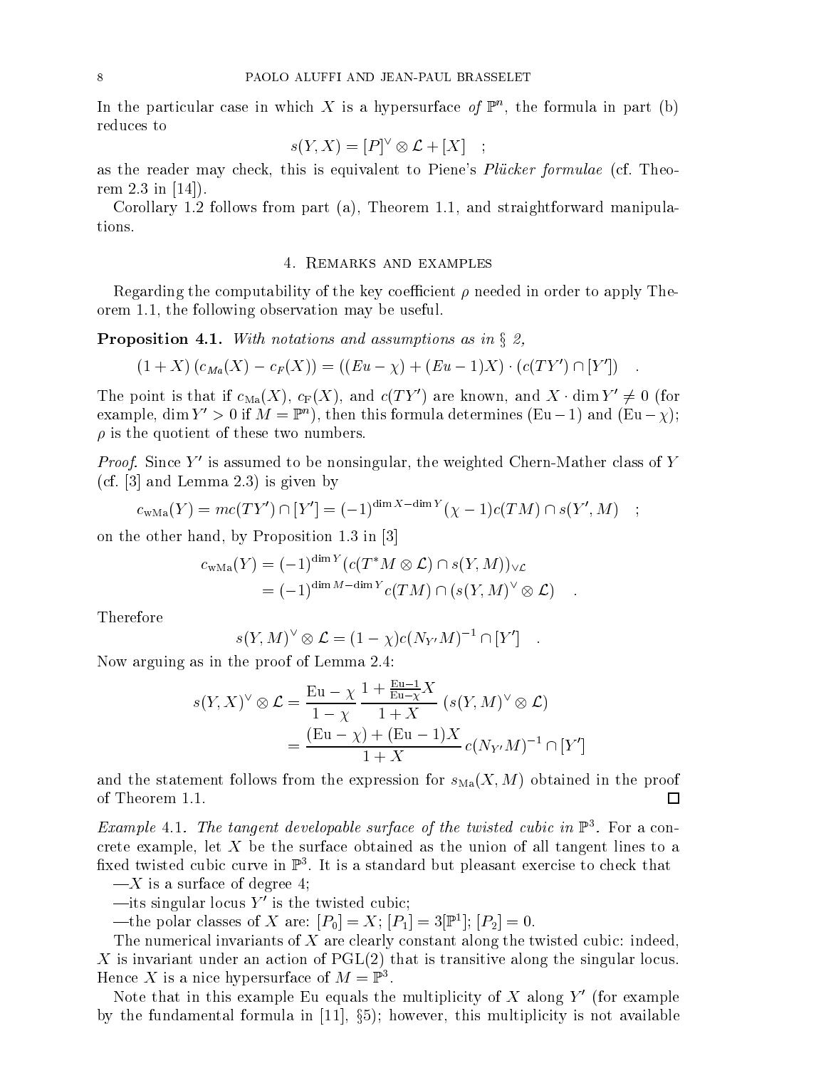In the particular case in which $X$ is a hypersurface *of* $\mathbb{P}^n$, the formula in part (b) reduces to

$$s(Y, X) = [P]^\vee \otimes \mathcal{L} + [X] \quad ;$$

as the reader may check, this is equivalent to Piene's *Plücker formulae* (cf. Theorem 2.3 in [14]).

Corollary 1.2 follows from part (a), Theorem 1.1, and straightforward manipulations.

## 4. Remarks and examples

Regarding the computability of the key coefficient $\rho$ needed in order to apply Theorem 1.1, the following observation may be useful.

**Proposition 4.1.** *With notations and assumptions as in § 2,*

$$(1 + X)\,(c_{Ma}(X) - c_F(X)) = ((Eu - \chi) + (Eu - 1)X) \cdot (c(TY') \cap [Y']) \quad .$$

The point is that if $c_{\mathrm{Ma}}(X)$, $c_{\mathrm{F}}(X)$, and $c(TY')$ are known, and $X \cdot \dim Y' \neq 0$ (for example, $\dim Y' > 0$ if $M = \mathbb{P}^n$), then this formula determines $(\mathrm{Eu} - 1)$ and $(\mathrm{Eu} - \chi)$; $\rho$ is the quotient of these two numbers.

*Proof.* Since $Y'$ is assumed to be nonsingular, the weighted Chern-Mather class of $Y$ (cf. [3] and Lemma 2.3) is given by

$$c_{\mathrm{wMa}}(Y) = mc(TY') \cap [Y'] = (-1)^{\dim X - \dim Y}(\chi - 1)c(TM) \cap s(Y', M) \quad ;$$

on the other hand, by Proposition 1.3 in [3]

$$\begin{aligned} c_{\mathrm{wMa}}(Y) &= (-1)^{\dim Y}(c(T^*M \otimes \mathcal{L}) \cap s(Y, M))_{\vee\mathcal{L}} \\ &= (-1)^{\dim M - \dim Y} c(TM) \cap (s(Y, M)^\vee \otimes \mathcal{L}) \quad . \end{aligned}$$

Therefore

$$s(Y, M)^\vee \otimes \mathcal{L} = (1 - \chi)c(N_{Y'}M)^{-1} \cap [Y'] \quad .$$

Now arguing as in the proof of Lemma 2.4:

$$\begin{aligned} s(Y, X)^\vee \otimes \mathcal{L} &= \frac{\mathrm{Eu} - \chi}{1 - \chi}\,\frac{1 + \frac{\mathrm{Eu}-1}{\mathrm{Eu}-\chi}X}{1 + X}\,\left(s(Y, M)^\vee \otimes \mathcal{L}\right) \\ &= \frac{(\mathrm{Eu} - \chi) + (\mathrm{Eu} - 1)X}{1 + X}\,c(N_{Y'}M)^{-1} \cap [Y'] \end{aligned}$$

and the statement follows from the expression for $s_{\mathrm{Ma}}(X, M)$ obtained in the proof of Theorem 1.1. □

*Example* 4.1. *The tangent developable surface of the twisted cubic in* $\mathbb{P}^3$. For a concrete example, let $X$ be the surface obtained as the union of all tangent lines to a fixed twisted cubic curve in $\mathbb{P}^3$. It is a standard but pleasant exercise to check that

—$X$ is a surface of degree 4;

—its singular locus $Y'$ is the twisted cubic;

—the polar classes of $X$ are: $[P_0] = X$; $[P_1] = 3[\mathbb{P}^1]$; $[P_2] = 0$.

The numerical invariants of $X$ are clearly constant along the twisted cubic: indeed, $X$ is invariant under an action of PGL(2) that is transitive along the singular locus. Hence $X$ is a nice hypersurface of $M = \mathbb{P}^3$.

Note that in this example Eu equals the multiplicity of $X$ along $Y'$ (for example by the fundamental formula in [11], §5); however, this multiplicity is not available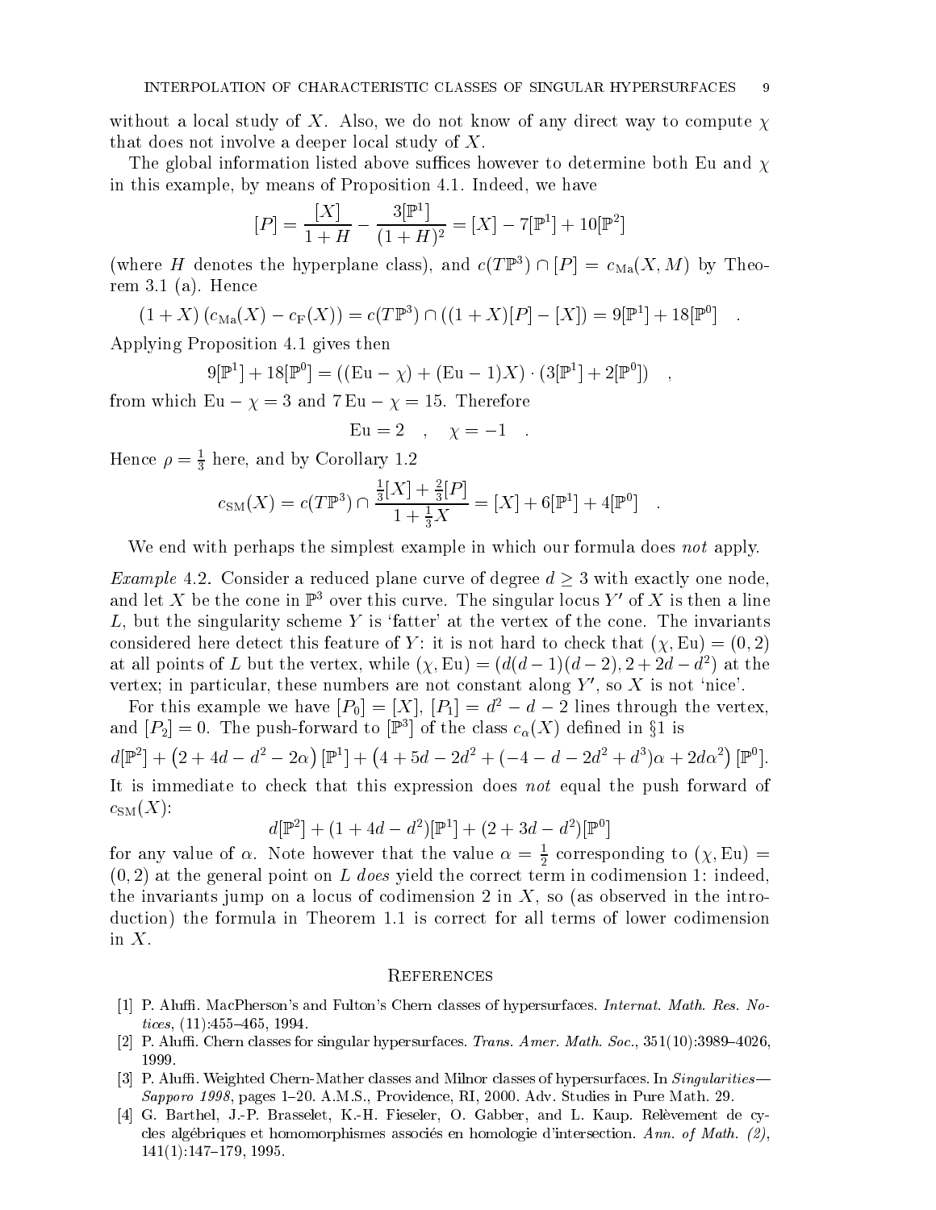without a local study of $X$. Also, we do not know of any direct way to compute $\chi$ that does not involve a deeper local study of $X$.

The global information listed above suffices however to determine both Eu and $\chi$ in this example, by means of Proposition 4.1. Indeed, we have

$$[P] = \frac{[X]}{1+H} - \frac{3[\mathbb{P}^1]}{(1+H)^2} = [X] - 7[\mathbb{P}^1] + 10[\mathbb{P}^2]$$

(where $H$ denotes the hyperplane class), and $c(T\mathbb{P}^3) \cap [P] = c_{\mathrm{Ma}}(X, M)$ by Theorem 3.1 (a). Hence

$$(1+X)\left(c_{\mathrm{Ma}}(X) - c_{\mathrm{F}}(X)\right) = c(T\mathbb{P}^3) \cap ((1+X)[P] - [X]) = 9[\mathbb{P}^1] + 18[\mathbb{P}^0] \quad .$$

Applying Proposition 4.1 gives then

$$9[\mathbb{P}^1] + 18[\mathbb{P}^0] = ((\mathrm{Eu} - \chi) + (\mathrm{Eu} - 1)X) \cdot (3[\mathbb{P}^1] + 2[\mathbb{P}^0]) \quad ,$$

from which $\mathrm{Eu} - \chi = 3$ and $7\,\mathrm{Eu} - \chi = 15$. Therefore

$$\mathrm{Eu} = 2 \quad , \quad \chi = -1 \quad .$$

Hence $\rho = \frac{1}{3}$ here, and by Corollary 1.2

$$c_{\mathrm{SM}}(X) = c(T\mathbb{P}^3) \cap \frac{\frac{1}{3}[X] + \frac{2}{3}[P]}{1 + \frac{1}{3}X} = [X] + 6[\mathbb{P}^1] + 4[\mathbb{P}^0] \quad .$$

We end with perhaps the simplest example in which our formula does *not* apply.

*Example* 4.2. Consider a reduced plane curve of degree $d \geq 3$ with exactly one node, and let $X$ be the cone in $\mathbb{P}^3$ over this curve. The singular locus $Y'$ of $X$ is then a line $L$, but the singularity scheme $Y$ is 'fatter' at the vertex of the cone. The invariants considered here detect this feature of $Y$: it is not hard to check that $(\chi, \mathrm{Eu}) = (0, 2)$ at all points of $L$ but the vertex, while $(\chi, \mathrm{Eu}) = (d(d-1)(d-2), 2 + 2d - d^2)$ at the vertex; in particular, these numbers are not constant along $Y'$, so $X$ is not 'nice'.

For this example we have $[P_0] = [X]$, $[P_1] = d^2 - d - 2$ lines through the vertex, and $[P_2] = 0$. The push-forward to $[\mathbb{P}^3]$ of the class $c_\alpha(X)$ defined in §1 is

$$d[\mathbb{P}^2] + \left(2 + 4d - d^2 - 2\alpha\right)[\mathbb{P}^1] + \left(4 + 5d - 2d^2 + (-4 - d - 2d^2 + d^3)\alpha + 2d\alpha^2\right)[\mathbb{P}^0].$$

It is immediate to check that this expression does *not* equal the push forward of $c_{\mathrm{SM}}(X)$:

$$d[\mathbb{P}^2] + (1 + 4d - d^2)[\mathbb{P}^1] + (2 + 3d - d^2)[\mathbb{P}^0]$$

for any value of $\alpha$. Note however that the value $\alpha = \frac{1}{2}$ corresponding to $(\chi, \mathrm{Eu}) = (0, 2)$ at the general point on $L$ *does* yield the correct term in codimension 1: indeed, the invariants jump on a locus of codimension 2 in $X$, so (as observed in the introduction) the formula in Theorem 1.1 is correct for all terms of lower codimension in $X$.

## References

[1] P. Aluffi. MacPherson's and Fulton's Chern classes of hypersurfaces. *Internat. Math. Res. Notices*, (11):455–465, 1994.

[2] P. Aluffi. Chern classes for singular hypersurfaces. *Trans. Amer. Math. Soc.*, 351(10):3989–4026, 1999.

[3] P. Aluffi. Weighted Chern-Mather classes and Milnor classes of hypersurfaces. In *Singularities—Sapporo 1998*, pages 1–20. A.M.S., Providence, RI, 2000. Adv. Studies in Pure Math. 29.

[4] G. Barthel, J.-P. Brasselet, K.-H. Fieseler, O. Gabber, and L. Kaup. Relèvement de cycles algébriques et homomorphismes associés en homologie d'intersection. *Ann. of Math. (2)*, 141(1):147–179, 1995.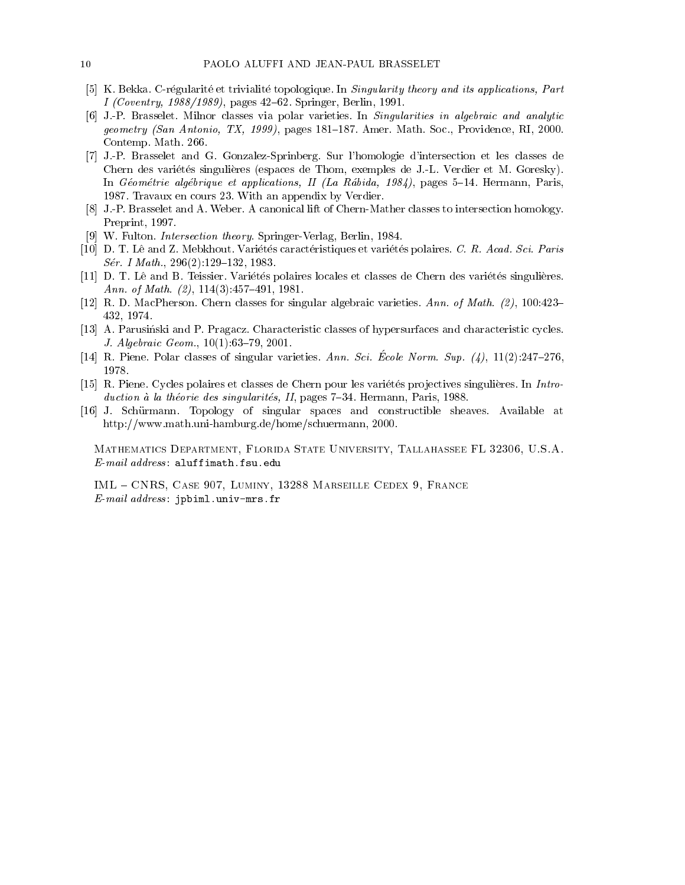[5] K. Bekka. C-régularité et trivialité topologique. In *Singularity theory and its applications, Part I (Coventry, 1988/1989)*, pages 42–62. Springer, Berlin, 1991.

[6] J.-P. Brasselet. Milnor classes via polar varieties. In *Singularities in algebraic and analytic geometry (San Antonio, TX, 1999)*, pages 181–187. Amer. Math. Soc., Providence, RI, 2000. Contemp. Math. 266.

[7] J.-P. Brasselet and G. Gonzalez-Sprinberg. Sur l'homologie d'intersection et les classes de Chern des variétés singulières (espaces de Thom, exemples de J.-L. Verdier et M. Goresky). In *Géométrie algébrique et applications, II (La Rábida, 1984)*, pages 5–14. Hermann, Paris, 1987. Travaux en cours 23. With an appendix by Verdier.

[8] J.-P. Brasselet and A. Weber. A canonical lift of Chern-Mather classes to intersection homology. Preprint, 1997.

[9] W. Fulton. *Intersection theory*. Springer-Verlag, Berlin, 1984.

[10] D. T. Lê and Z. Mebkhout. Variétés caractéristiques et variétés polaires. *C. R. Acad. Sci. Paris Sér. I Math.*, 296(2):129–132, 1983.

[11] D. T. Lê and B. Teissier. Variétés polaires locales et classes de Chern des variétés singulières. *Ann. of Math. (2)*, 114(3):457–491, 1981.

[12] R. D. MacPherson. Chern classes for singular algebraic varieties. *Ann. of Math. (2)*, 100:423–432, 1974.

[13] A. Parusiński and P. Pragacz. Characteristic classes of hypersurfaces and characteristic cycles. *J. Algebraic Geom.*, 10(1):63–79, 2001.

[14] R. Piene. Polar classes of singular varieties. *Ann. Sci. École Norm. Sup. (4)*, 11(2):247–276, 1978.

[15] R. Piene. Cycles polaires et classes de Chern pour les variétés projectives singulières. In *Introduction à la théorie des singularités, II*, pages 7–34. Hermann, Paris, 1988.

[16] J. Schürmann. Topology of singular spaces and constructible sheaves. Available at http://www.math.uni-hamburg.de/home/schuermann, 2000.

Mathematics Department, Florida State University, Tallahassee FL 32306, U.S.A.
*E-mail address*: aluffimath.fsu.edu

IML – CNRS, Case 907, Luminy, 13288 Marseille Cedex 9, France
*E-mail address*: jpbiml.univ-mrs.fr